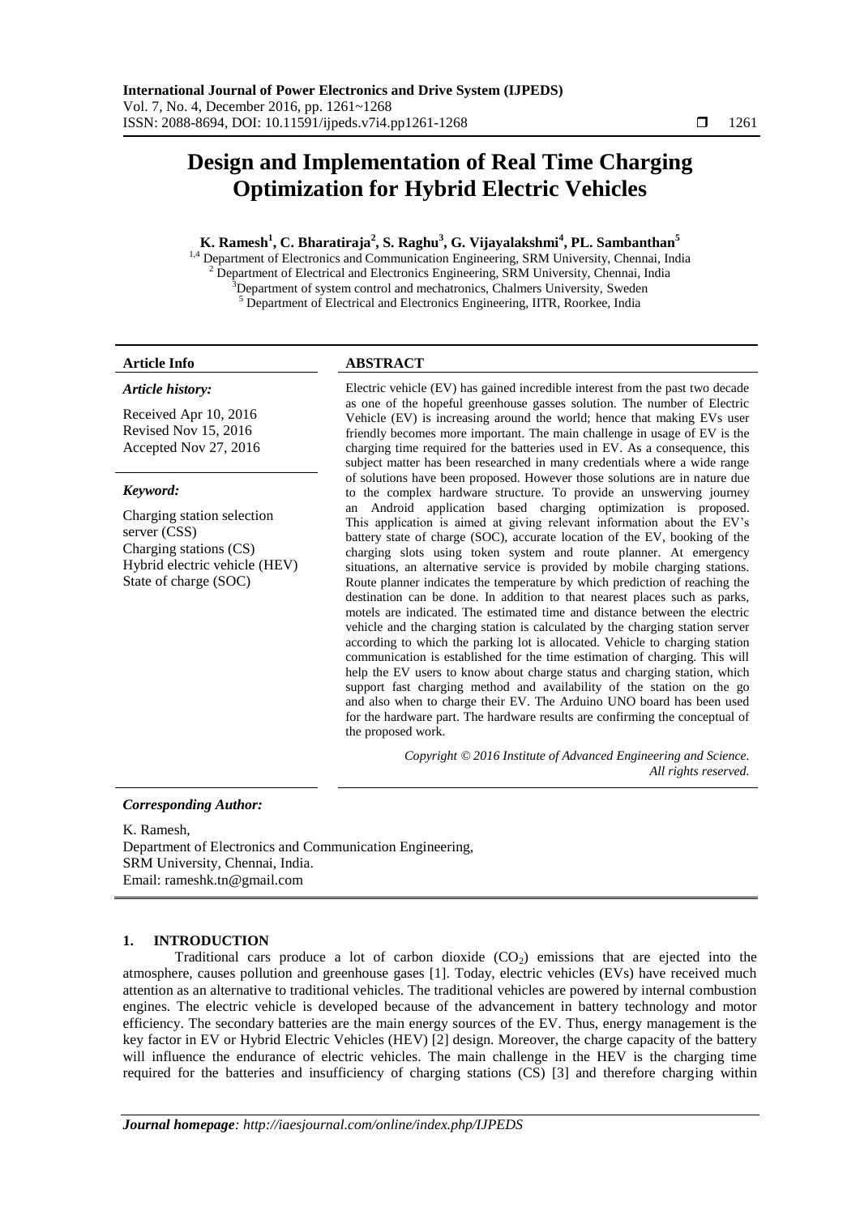# Design and Implementation of Real Time Charging Optimization for Hybrid Electric Vehicles

**K. Ramesh[1], C. Bharatiraja[2], S. Raghu[3], G. Vijayalakshmi[4], PL. Sambanthan[5]**

[1,4] Department of Electronics and Communication Engineering, SRM University, Chennai, India
[2] Department of Electrical and Electronics Engineering, SRM University, Chennai, India
[3] Department of system control and mechatronics, Chalmers University, Sweden
[5] Department of Electrical and Electronics Engineering, IITR, Roorkee, India

**Article Info**

*Article history:*

Received Apr 10, 2016
Revised Nov 15, 2016
Accepted Nov 27, 2016

*Keyword:*

Charging station selection server (CSS)
Charging stations (CS)
Hybrid electric vehicle (HEV)
State of charge (SOC)

**ABSTRACT**

Electric vehicle (EV) has gained incredible interest from the past two decade as one of the hopeful greenhouse gasses solution. The number of Electric Vehicle (EV) is increasing around the world; hence that making EVs user friendly becomes more important. The main challenge in usage of EV is the charging time required for the batteries used in EV. As a consequence, this subject matter has been researched in many credentials where a wide range of solutions have been proposed. However those solutions are in nature due to the complex hardware structure. To provide an unswerving journey an Android application based charging optimization is proposed. This application is aimed at giving relevant information about the EV's battery state of charge (SOC), accurate location of the EV, booking of the charging slots using token system and route planner. At emergency situations, an alternative service is provided by mobile charging stations. Route planner indicates the temperature by which prediction of reaching the destination can be done. In addition to that nearest places such as parks, motels are indicated. The estimated time and distance between the electric vehicle and the charging station is calculated by the charging station server according to which the parking lot is allocated. Vehicle to charging station communication is established for the time estimation of charging. This will help the EV users to know about charge status and charging station, which support fast charging method and availability of the station on the go and also when to charge their EV. The Arduino UNO board has been used for the hardware part. The hardware results are confirming the conceptual of the proposed work.

*Copyright © 2016 Institute of Advanced Engineering and Science. All rights reserved.*

***Corresponding Author:***

K. Ramesh,
Department of Electronics and Communication Engineering,
SRM University, Chennai, India.
Email: rameshk.tn@gmail.com

## 1. INTRODUCTION

Traditional cars produce a lot of carbon dioxide ($CO_2$) emissions that are ejected into the atmosphere, causes pollution and greenhouse gases [1]. Today, electric vehicles (EVs) have received much attention as an alternative to traditional vehicles. The traditional vehicles are powered by internal combustion engines. The electric vehicle is developed because of the advancement in battery technology and motor efficiency. The secondary batteries are the main energy sources of the EV. Thus, energy management is the key factor in EV or Hybrid Electric Vehicles (HEV) [2] design. Moreover, the charge capacity of the battery will influence the endurance of electric vehicles. The main challenge in the HEV is the charging time required for the batteries and insufficiency of charging stations (CS) [3] and therefore charging within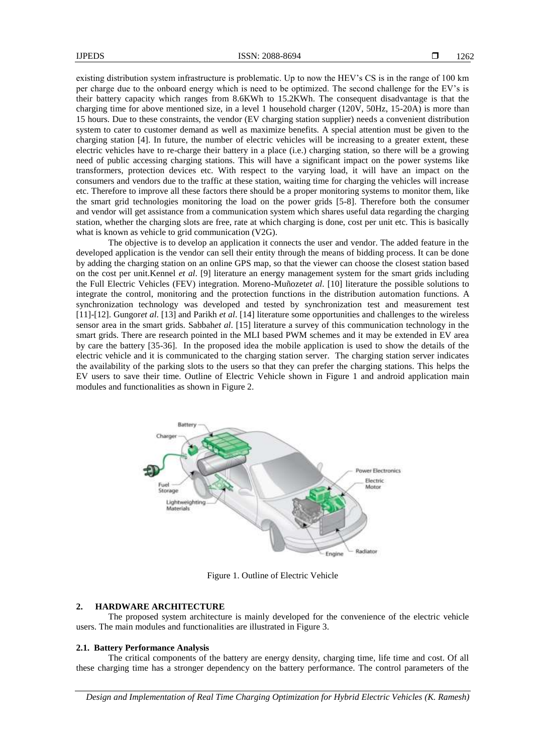existing distribution system infrastructure is problematic. Up to now the HEV's CS is in the range of 100 km per charge due to the onboard energy which is need to be optimized. The second challenge for the EV's is their battery capacity which ranges from 8.6KWh to 15.2KWh. The consequent disadvantage is that the charging time for above mentioned size, in a level 1 household charger (120V, 50Hz, 15-20A) is more than 15 hours. Due to these constraints, the vendor (EV charging station supplier) needs a convenient distribution system to cater to customer demand as well as maximize benefits. A special attention must be given to the charging station [4]. In future, the number of electric vehicles will be increasing to a greater extent, these electric vehicles have to re-charge their battery in a place (i.e.) charging station, so there will be a growing need of public accessing charging stations. This will have a significant impact on the power systems like transformers, protection devices etc. With respect to the varying load, it will have an impact on the consumers and vendors due to the traffic at these station, waiting time for charging the vehicles will increase etc. Therefore to improve all these factors there should be a proper monitoring systems to monitor them, like the smart grid technologies monitoring the load on the power grids [5-8]. Therefore both the consumer and vendor will get assistance from a communication system which shares useful data regarding the charging station, whether the charging slots are free, rate at which charging is done, cost per unit etc. This is basically what is known as vehicle to grid communication (V2G).

The objective is to develop an application it connects the user and vendor. The added feature in the developed application is the vendor can sell their entity through the means of bidding process. It can be done by adding the charging station on an online GPS map, so that the viewer can choose the closest station based on the cost per unit.Kennel *et al*. [9] literature an energy management system for the smart grids including the Full Electric Vehicles (FEV) integration. Moreno-Muñoz*et al*. [10] literature the possible solutions to integrate the control, monitoring and the protection functions in the distribution automation functions. A synchronization technology was developed and tested by synchronization test and measurement test [11]-[12]. Gungor*et al*. [13] and Parikh *et al*. [14] literature some opportunities and challenges to the wireless sensor area in the smart grids. Sabbah*et al*. [15] literature a survey of this communication technology in the smart grids. There are research pointed in the MLI based PWM schemes and it may be extended in EV area by care the battery [35-36]. In the proposed idea the mobile application is used to show the details of the electric vehicle and it is communicated to the charging station server. The charging station server indicates the availability of the parking slots to the users so that they can prefer the charging stations. This helps the EV users to save their time. Outline of Electric Vehicle shown in Figure 1 and android application main modules and functionalities as shown in Figure 2.

Figure 1. Outline of Electric Vehicle

## 2. HARDWARE ARCHITECTURE

The proposed system architecture is mainly developed for the convenience of the electric vehicle users. The main modules and functionalities are illustrated in Figure 3.

### 2.1. Battery Performance Analysis

The critical components of the battery are energy density, charging time, life time and cost. Of all these charging time has a stronger dependency on the battery performance. The control parameters of the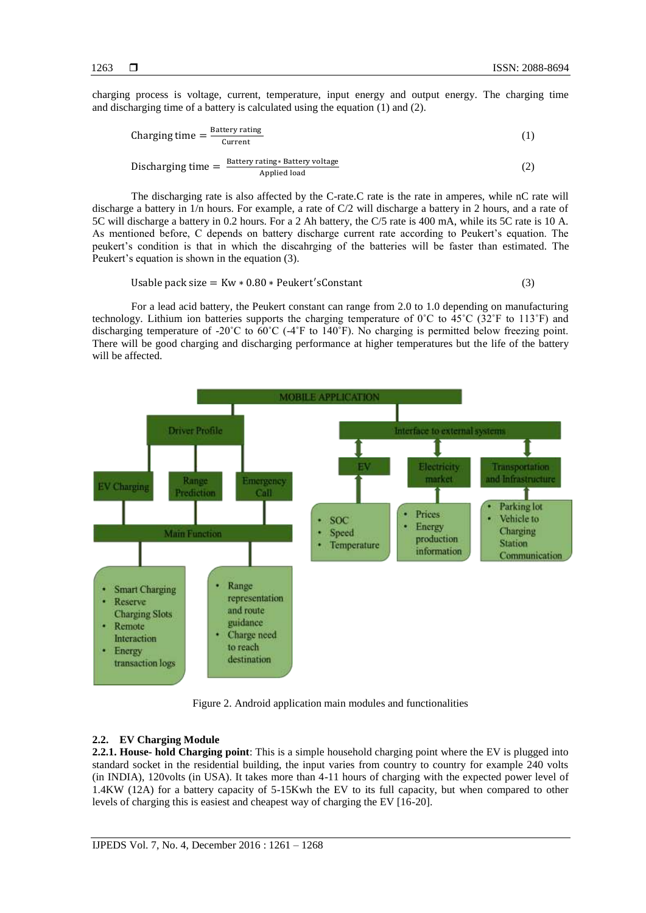charging process is voltage, current, temperature, input energy and output energy. The charging time and discharging time of a battery is calculated using the equation (1) and (2).

$$\text{Charging time} = \frac{\text{Battery rating}}{\text{Current}} \tag{1}$$

$$\text{Discharging time} = \frac{\text{Battery rating} * \text{Battery voltage}}{\text{Applied load}} \tag{2}$$

The discharging rate is also affected by the C-rate.C rate is the rate in amperes, while nC rate will discharge a battery in 1/n hours. For example, a rate of C/2 will discharge a battery in 2 hours, and a rate of 5C will discharge a battery in 0.2 hours. For a 2 Ah battery, the C/5 rate is 400 mA, while its 5C rate is 10 A. As mentioned before, C depends on battery discharge current rate according to Peukert's equation. The peukert's condition is that in which the discahrging of the batteries will be faster than estimated. The Peukert's equation is shown in the equation (3).

$$\text{Usable pack size} = \text{Kw} * 0.80 * \text{Peukert'sConstant} \tag{3}$$

For a lead acid battery, the Peukert constant can range from 2.0 to 1.0 depending on manufacturing technology. Lithium ion batteries supports the charging temperature of 0˚C to 45˚C (32˚F to 113˚F) and discharging temperature of -20˚C to 60˚C (-4˚F to 140˚F). No charging is permitted below freezing point. There will be good charging and discharging performance at higher temperatures but the life of the battery will be affected.

Figure 2. Android application main modules and functionalities

### 2.2. EV Charging Module

**2.2.1. House- hold Charging point**: This is a simple household charging point where the EV is plugged into standard socket in the residential building, the input varies from country to country for example 240 volts (in INDIA), 120volts (in USA). It takes more than 4-11 hours of charging with the expected power level of 1.4KW (12A) for a battery capacity of 5-15Kwh the EV to its full capacity, but when compared to other levels of charging this is easiest and cheapest way of charging the EV [16-20].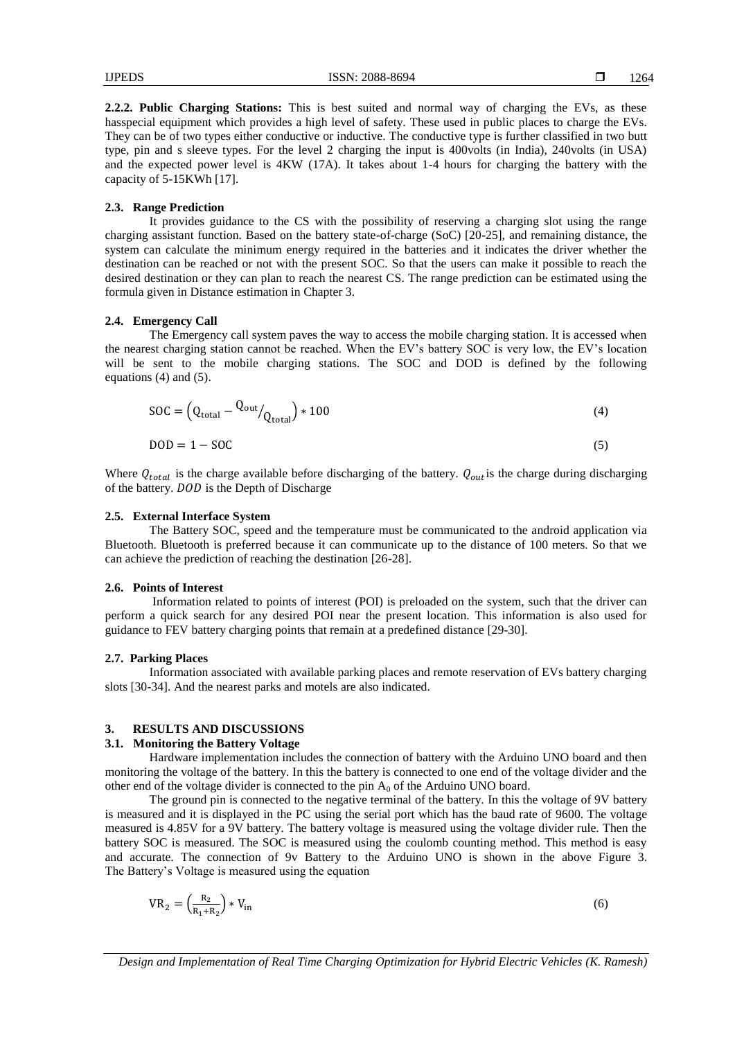**2.2.2. Public Charging Stations:** This is best suited and normal way of charging the EVs, as these hasspecial equipment which provides a high level of safety. These used in public places to charge the EVs. They can be of two types either conductive or inductive. The conductive type is further classified in two butt type, pin and s sleeve types. For the level 2 charging the input is 400volts (in India), 240volts (in USA) and the expected power level is 4KW (17A). It takes about 1-4 hours for charging the battery with the capacity of 5-15KWh [17].

### 2.3. Range Prediction

It provides guidance to the CS with the possibility of reserving a charging slot using the range charging assistant function. Based on the battery state-of-charge (SoC) [20-25], and remaining distance, the system can calculate the minimum energy required in the batteries and it indicates the driver whether the destination can be reached or not with the present SOC. So that the users can make it possible to reach the desired destination or they can plan to reach the nearest CS. The range prediction can be estimated using the formula given in Distance estimation in Chapter 3.

### 2.4. Emergency Call

The Emergency call system paves the way to access the mobile charging station. It is accessed when the nearest charging station cannot be reached. When the EV's battery SOC is very low, the EV's location will be sent to the mobile charging stations. The SOC and DOD is defined by the following equations (4) and (5).

$$\mathrm{SOC} = \left(\mathrm{Q_{total}} - {}^{\mathrm{Q_{out}}}/_{\mathrm{Q_{total}}}\right) * 100 \tag{4}$$

$$\mathrm{DOD} = 1 - \mathrm{SOC} \tag{5}$$

Where $Q_{total}$ is the charge available before discharging of the battery. $Q_{out}$ is the charge during discharging of the battery. $DOD$ is the Depth of Discharge

### 2.5. External Interface System

The Battery SOC, speed and the temperature must be communicated to the android application via Bluetooth. Bluetooth is preferred because it can communicate up to the distance of 100 meters. So that we can achieve the prediction of reaching the destination [26-28].

### 2.6. Points of Interest

Information related to points of interest (POI) is preloaded on the system, such that the driver can perform a quick search for any desired POI near the present location. This information is also used for guidance to FEV battery charging points that remain at a predefined distance [29-30].

### 2.7. Parking Places

Information associated with available parking places and remote reservation of EVs battery charging slots [30-34]. And the nearest parks and motels are also indicated.

## 3. RESULTS AND DISCUSSIONS

### 3.1. Monitoring the Battery Voltage

Hardware implementation includes the connection of battery with the Arduino UNO board and then monitoring the voltage of the battery. In this the battery is connected to one end of the voltage divider and the other end of the voltage divider is connected to the pin $A_0$ of the Arduino UNO board.

The ground pin is connected to the negative terminal of the battery. In this the voltage of 9V battery is measured and it is displayed in the PC using the serial port which has the baud rate of 9600. The voltage measured is 4.85V for a 9V battery. The battery voltage is measured using the voltage divider rule. Then the battery SOC is measured. The SOC is measured using the coulomb counting method. This method is easy and accurate. The connection of 9v Battery to the Arduino UNO is shown in the above Figure 3. The Battery's Voltage is measured using the equation

$$\mathrm{VR_2} = \left(\frac{\mathrm{R_2}}{\mathrm{R_1}+\mathrm{R_2}}\right) * \mathrm{V_{in}} \tag{6}$$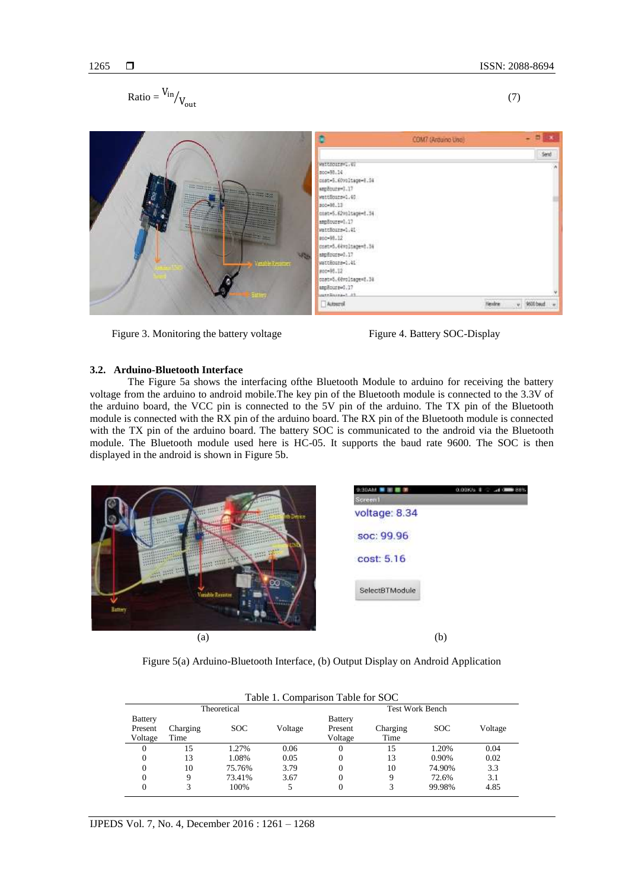$$\text{Ratio} = {}^{V_{in}}/_{V_{out}} \quad (7)$$

Figure 3. Monitoring the battery voltage

Figure 4. Battery SOC-Display

### 3.2. Arduino-Bluetooth Interface

The Figure 5a shows the interfacing ofthe Bluetooth Module to arduino for receiving the battery voltage from the arduino to android mobile.The key pin of the Bluetooth module is connected to the 3.3V of the arduino board, the VCC pin is connected to the 5V pin of the arduino. The TX pin of the Bluetooth module is connected with the RX pin of the arduino board. The RX pin of the Bluetooth module is connected with the TX pin of the arduino board. The battery SOC is communicated to the android via the Bluetooth module. The Bluetooth module used here is HC-05. It supports the baud rate 9600. The SOC is then displayed in the android is shown in Figure 5b.

(a) (b)

Figure 5(a) Arduino-Bluetooth Interface, (b) Output Display on Android Application

Table 1. Comparison Table for SOC

| Theoretical | | | | Test Work Bench | | | |
|---|---|---|---|---|---|---|---|
| Battery Present Voltage | Charging Time | SOC | Voltage | Battery Present Voltage | Charging Time | SOC | Voltage |
| 0 | 15 | 1.27% | 0.06 | 0 | 15 | 1.20% | 0.04 |
| 0 | 13 | 1.08% | 0.05 | 0 | 13 | 0.90% | 0.02 |
| 0 | 10 | 75.76% | 3.79 | 0 | 10 | 74.90% | 3.3 |
| 0 | 9 | 73.41% | 3.67 | 0 | 9 | 72.6% | 3.1 |
| 0 | 3 | 100% | 5 | 0 | 3 | 99.98% | 4.85 |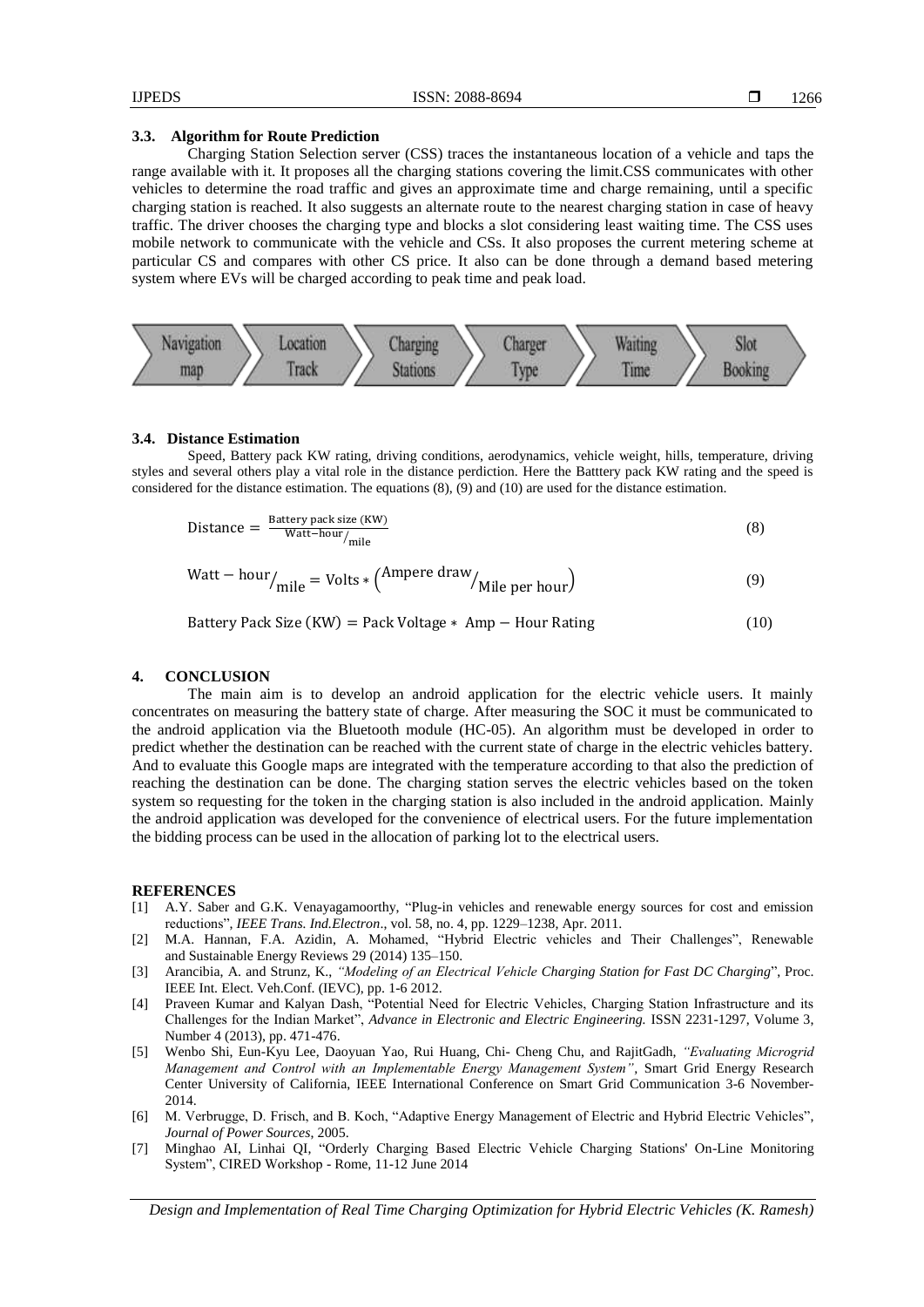### 3.3. Algorithm for Route Prediction

Charging Station Selection server (CSS) traces the instantaneous location of a vehicle and taps the range available with it. It proposes all the charging stations covering the limit.CSS communicates with other vehicles to determine the road traffic and gives an approximate time and charge remaining, until a specific charging station is reached. It also suggests an alternate route to the nearest charging station in case of heavy traffic. The driver chooses the charging type and blocks a slot considering least waiting time. The CSS uses mobile network to communicate with the vehicle and CSs. It also proposes the current metering scheme at particular CS and compares with other CS price. It also can be done through a demand based metering system where EVs will be charged according to peak time and peak load.

Navigation map → Location Track → Charging Stations → Charger Type → Waiting Time → Slot Booking

### 3.4. Distance Estimation

Speed, Battery pack KW rating, driving conditions, aerodynamics, vehicle weight, hills, temperature, driving styles and several others play a vital role in the distance perdiction. Here the Batttery pack KW rating and the speed is considered for the distance estimation. The equations (8), (9) and (10) are used for the distance estimation.

$$\text{Distance} = \frac{\text{Battery pack size (KW)}}{\text{Watt-hour}/_{\text{mile}}} \tag{8}$$

$$\text{Watt} - \text{hour}/_{\text{mile}} = \text{Volts} * \left(\text{Ampere draw}/_{\text{Mile per hour}}\right) \tag{9}$$

$$\text{Battery Pack Size (KW)} = \text{Pack Voltage} * \text{Amp} - \text{Hour Rating} \tag{10}$$

## 4. CONCLUSION

The main aim is to develop an android application for the electric vehicle users. It mainly concentrates on measuring the battery state of charge. After measuring the SOC it must be communicated to the android application via the Bluetooth module (HC-05). An algorithm must be developed in order to predict whether the destination can be reached with the current state of charge in the electric vehicles battery. And to evaluate this Google maps are integrated with the temperature according to that also the prediction of reaching the destination can be done. The charging station serves the electric vehicles based on the token system so requesting for the token in the charging station is also included in the android application. Mainly the android application was developed for the convenience of electrical users. For the future implementation the bidding process can be used in the allocation of parking lot to the electrical users.

## REFERENCES

[1] A.Y. Saber and G.K. Venayagamoorthy, "Plug-in vehicles and renewable energy sources for cost and emission reductions", *IEEE Trans. Ind.Electron*., vol. 58, no. 4, pp. 1229–1238, Apr. 2011.

[2] M.A. Hannan, F.A. Azidin, A. Mohamed, "Hybrid Electric vehicles and Their Challenges", Renewable and Sustainable Energy Reviews 29 (2014) 135–150.

[3] Arancibia, A. and Strunz, K., *"Modeling of an Electrical Vehicle Charging Station for Fast DC Charging*", Proc. IEEE Int. Elect. Veh.Conf. (IEVC), pp. 1-6 2012.

[4] Praveen Kumar and Kalyan Dash, "Potential Need for Electric Vehicles, Charging Station Infrastructure and its Challenges for the Indian Market", *Advance in Electronic and Electric Engineering.* ISSN 2231-1297, Volume 3, Number 4 (2013), pp. 471-476.

[5] Wenbo Shi, Eun-Kyu Lee, Daoyuan Yao, Rui Huang, Chi- Cheng Chu, and RajitGadh, *"Evaluating Microgrid Management and Control with an Implementable Energy Management System"*, Smart Grid Energy Research Center University of California, IEEE International Conference on Smart Grid Communication 3-6 November-2014.

[6] M. Verbrugge, D. Frisch, and B. Koch, "Adaptive Energy Management of Electric and Hybrid Electric Vehicles", *Journal of Power Sources*, 2005.

[7] Minghao AI, Linhai QI, "Orderly Charging Based Electric Vehicle Charging Stations' On-Line Monitoring System", CIRED Workshop - Rome, 11-12 June 2014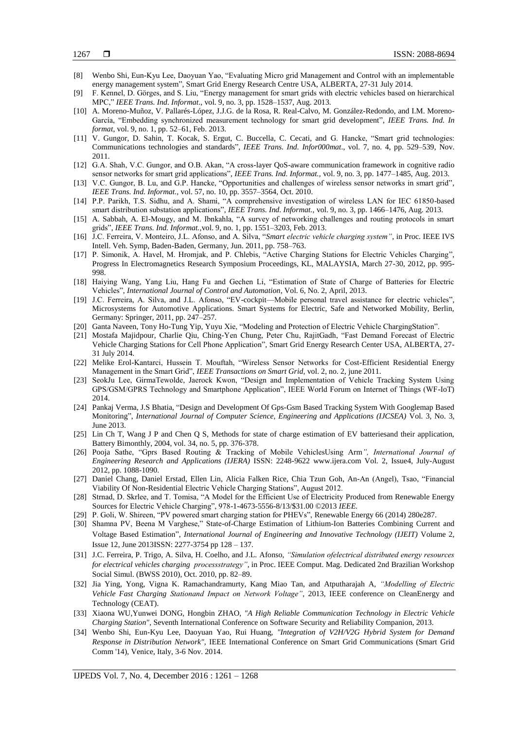[8] Wenbo Shi, Eun-Kyu Lee, Daoyuan Yao, "Evaluating Micro grid Management and Control with an implementable energy management system", Smart Grid Energy Research Centre USA, ALBERTA, 27-31 July 2014.

[9] F. Kennel, D. Görges, and S. Liu, "Energy management for smart grids with electric vehicles based on hierarchical MPC," *IEEE Trans. Ind. Informat.*, vol. 9, no. 3, pp. 1528–1537, Aug. 2013.

[10] A. Moreno-Muñoz, V. Pallarés-López, J.J.G. de la Rosa, R. Real-Calvo, M. González-Redondo, and I.M. Moreno-García, "Embedding synchronized measurement technology for smart grid development", *IEEE Trans. Ind. In format*, vol. 9, no. 1, pp. 52–61, Feb. 2013.

[11] V. Gungor, D. Sahin, T. Kocak, S. Ergut, C. Buccella, C. Cecati, and G. Hancke, "Smart grid technologies: Communications technologies and standards", *IEEE Trans. Ind. Infor000mat.*, vol. 7, no. 4, pp. 529–539, Nov. 2011.

[12] G.A. Shah, V.C. Gungor, and O.B. Akan, "A cross-layer QoS-aware communication framework in cognitive radio sensor networks for smart grid applications", *IEEE Trans. Ind. Informat.*, vol. 9, no. 3, pp. 1477–1485, Aug. 2013.

[13] V.C. Gungor, B. Lu, and G.P. Hancke, "Opportunities and challenges of wireless sensor networks in smart grid", *IEEE Trans. Ind. Informat.*, vol. 57, no. 10, pp. 3557–3564, Oct. 2010.

[14] P.P. Parikh, T.S. Sidhu, and A. Shami, "A comprehensive investigation of wireless LAN for IEC 61850-based smart distribution substation applications", *IEEE Trans. Ind. Informat.*, vol. 9, no. 3, pp. 1466–1476, Aug. 2013.

[15] A. Sabbah, A. El-Mougy, and M. Ibnkahla, "A survey of networking challenges and routing protocols in smart grids", *IEEE Trans. Ind. Informat.*,vol. 9, no. 1, pp. 1551–3203, Feb. 2013.

[16] J.C. Ferreira, V. Monteiro, J.L. Afonso, and A. Silva, "*Smart electric vehicle charging system*", in Proc. IEEE IVS Intell. Veh. Symp, Baden-Baden, Germany, Jun. 2011, pp. 758–763.

[17] P. Simonik, A. Havel, M. Hromjak, and P. Chlebis, "Active Charging Stations for Electric Vehicles Charging", Progress In Electromagnetics Research Symposium Proceedings, KL, MALAYSIA, March 27-30, 2012, pp. 995-998.

[18] Haiying Wang, Yang Liu, Hang Fu and Gechen Li, "Estimation of State of Charge of Batteries for Electric Vehicles", *International Journal of Control and Automation*, Vol. 6, No. 2, April, 2013.

[19] J.C. Ferreira, A. Silva, and J.L. Afonso, "EV-cockpit—Mobile personal travel assistance for electric vehicles", Microsystems for Automotive Applications. Smart Systems for Electric, Safe and Networked Mobility, Berlin, Germany: Springer, 2011, pp. 247–257.

[20] Ganta Naveen, Tony Ho-Tung Yip, Yuyu Xie, "Modeling and Protection of Electric Vehicle ChargingStation".

[21] Mostafa Majidpour, Charlie Qiu, Ching-Yen Chung, Peter Chu, RajitGadh, "Fast Demand Forecast of Electric Vehicle Charging Stations for Cell Phone Application", Smart Grid Energy Research Center USA, ALBERTA, 27-31 July 2014.

[22] Melike Erol-Kantarci, Hussein T. Mouftah, "Wireless Sensor Networks for Cost-Efficient Residential Energy Management in the Smart Grid", *IEEE Transactions on Smart Grid*, vol. 2, no. 2, june 2011.

[23] SeokJu Lee, GirmaTewolde, Jaerock Kwon, "Design and Implementation of Vehicle Tracking System Using GPS/GSM/GPRS Technology and Smartphone Application", IEEE World Forum on Internet of Things (WF-IoT) 2014.

[24] Pankaj Verma, J.S Bhatia, "Design and Development Of Gps-Gsm Based Tracking System With Googlemap Based Monitoring", *International Journal of Computer Science, Engineering and Applications (IJCSEA)* Vol. 3, No. 3, June 2013.

[25] Lin Ch T, Wang J P and Chen Q S, Methods for state of charge estimation of EV batteriesand their application, Battery Bimonthly, 2004, vol. 34, no. 5, pp. 376-378.

[26] Pooja Sathe, "Gprs Based Routing & Tracking of Mobile VehiclesUsing Arm*", International Journal of Engineering Research and Applications (IJERA)* ISSN: 2248-9622 www.ijera.com Vol. 2, Issue4, July-August 2012, pp. 1088-1090.

[27] Daniel Chang, Daniel Erstad, Ellen Lin, Alicia Falken Rice, Chia Tzun Goh, An-An (Angel), Tsao, "Financial Viability Of Non-Residential Electric Vehicle Charging Stations", August 2012.

[28] Strnad, D. Skrlee, and T. Tomisa, "A Model for the Efficient Use of Electricity Produced from Renewable Energy Sources for Electric Vehicle Charging", 978-1-4673-5556-8/13/$31.00 ©2013 *IEEE.*

[29] P. Goli, W. Shireen, "PV powered smart charging station for PHEVs", Renewable Energy 66 (2014) 280e287.

[30] Shamna PV, Beena M Varghese," State-of-Charge Estimation of Lithium-Ion Batteries Combining Current and Voltage Based Estimation", *International Journal of Engineering and Innovative Technology (IJEIT)* Volume 2, Issue 12, June 2013ISSN: 2277-3754 pp 128 – 137.

[31] J.C. Ferreira, P. Trigo, A. Silva, H. Coelho, and J.L. Afonso, *"Simulation ofelectrical distributed energy resources for electrical vehicles charging processstrategy"*, in Proc. IEEE Comput. Mag. Dedicated 2nd Brazilian Workshop Social Simul. (BWSS 2010), Oct. 2010, pp. 82–89.

[32] Jia Ying, Yong, Vigna K. Ramachandramurty, Kang Miao Tan, and Atputharajah A, *"Modelling of Electric Vehicle Fast Charging Stationand Impact on Network Voltage"*, 2013, IEEE conference on CleanEnergy and Technology (CEAT).

[33] Xiaona WU,Yunwei DONG, Hongbin ZHAO, *"A High Reliable Communication Technology in Electric Vehicle Charging Station"*, Seventh International Conference on Software Security and Reliability Companion, 2013.

[34] Wenbo Shi, Eun-Kyu Lee, Daoyuan Yao, Rui Huang, *"Integration of V2H/V2G Hybrid System for Demand Response in Distribution Network"*, IEEE International Conference on Smart Grid Communications (Smart Grid Comm '14), Venice, Italy, 3-6 Nov. 2014.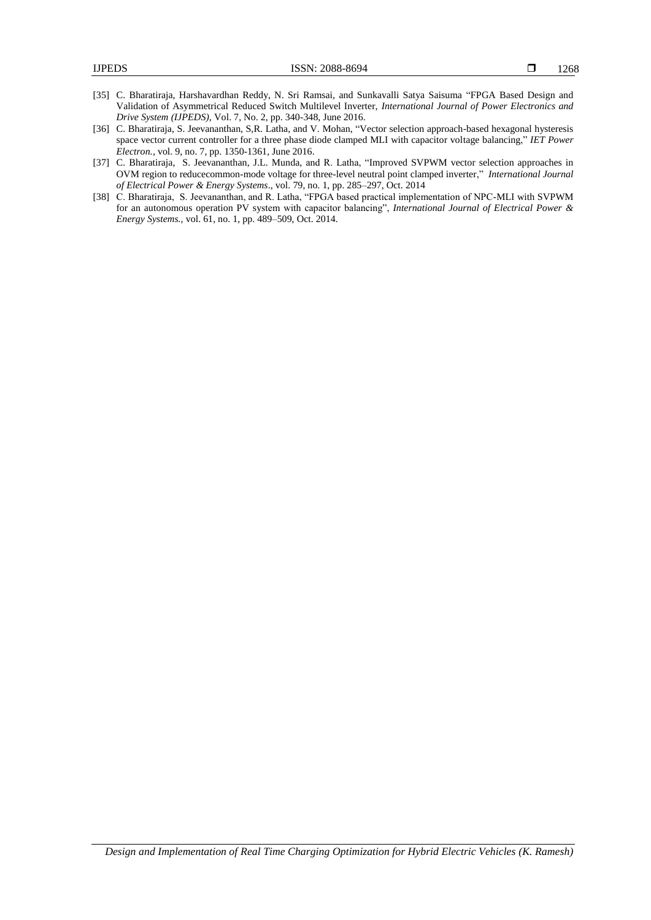[35] C. Bharatiraja, Harshavardhan Reddy, N. Sri Ramsai, and Sunkavalli Satya Saisuma "FPGA Based Design and Validation of Asymmetrical Reduced Switch Multilevel Inverter, *International Journal of Power Electronics and Drive System (IJPEDS)*, Vol. 7, No. 2, pp. 340-348, June 2016.

[36] C. Bharatiraja, S. Jeevananthan, S,R. Latha, and V. Mohan, "Vector selection approach-based hexagonal hysteresis space vector current controller for a three phase diode clamped MLI with capacitor voltage balancing," *IET Power Electron.*, vol. 9, no. 7, pp. 1350-1361, June 2016.

[37] C. Bharatiraja, S. Jeevananthan, J.L. Munda, and R. Latha, "Improved SVPWM vector selection approaches in OVM region to reducecommon-mode voltage for three-level neutral point clamped inverter," *International Journal of Electrical Power & Energy Systems*., vol. 79, no. 1, pp. 285–297, Oct. 2014

[38] C. Bharatiraja, S. Jeevananthan, and R. Latha, "FPGA based practical implementation of NPC-MLI with SVPWM for an autonomous operation PV system with capacitor balancing", *International Journal of Electrical Power & Energy Systems.*, vol. 61, no. 1, pp. 489–509, Oct. 2014.